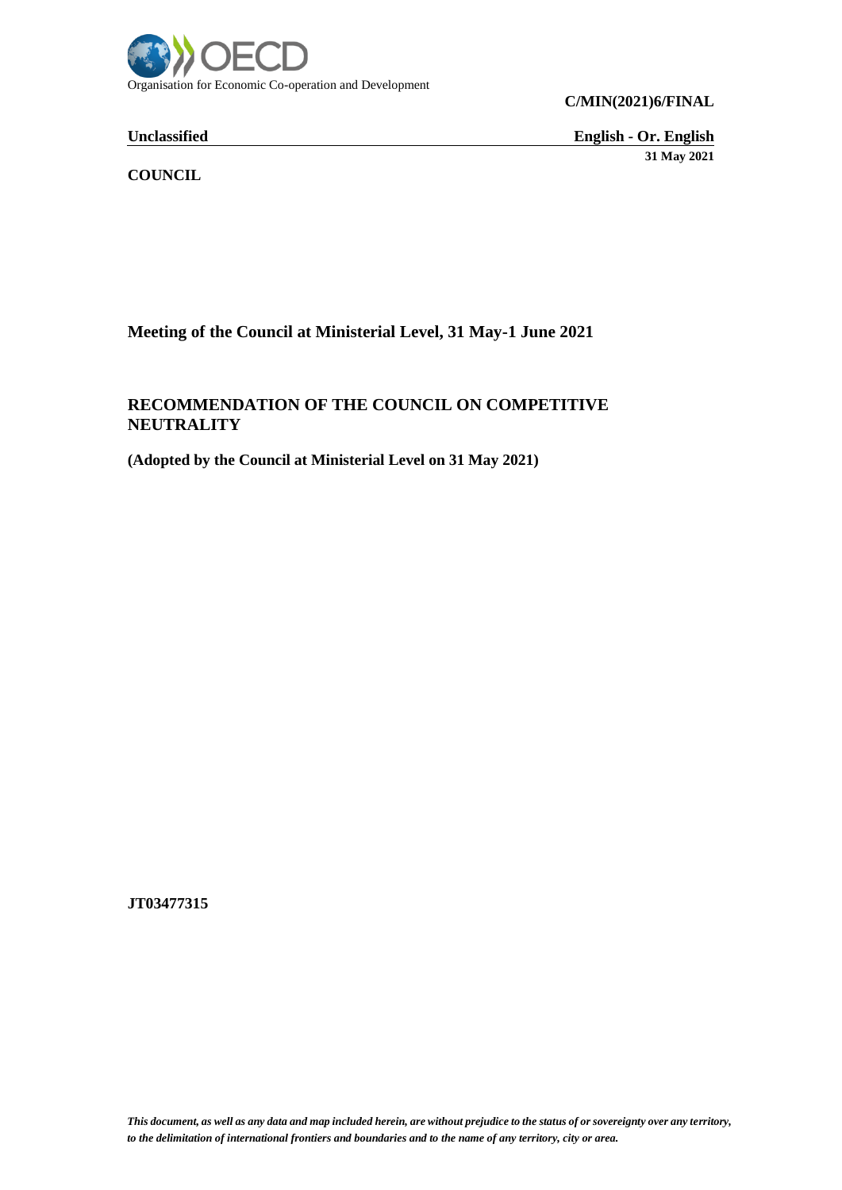Organisation for Economic Co-operation and Development

**C/MIN(2021)6/FINAL**

**Unclassified** **English - Or. English**

**31 May 2021**

**COUNCIL**

## Meeting of the Council at Ministerial Level, 31 May-1 June 2021

# RECOMMENDATION OF THE COUNCIL ON COMPETITIVE NEUTRALITY

**(Adopted by the Council at Ministerial Level on 31 May 2021)**

**JT03477315**

***This document, as well as any data and map included herein, are without prejudice to the status of or sovereignty over any territory, to the delimitation of international frontiers and boundaries and to the name of any territory, city or area.***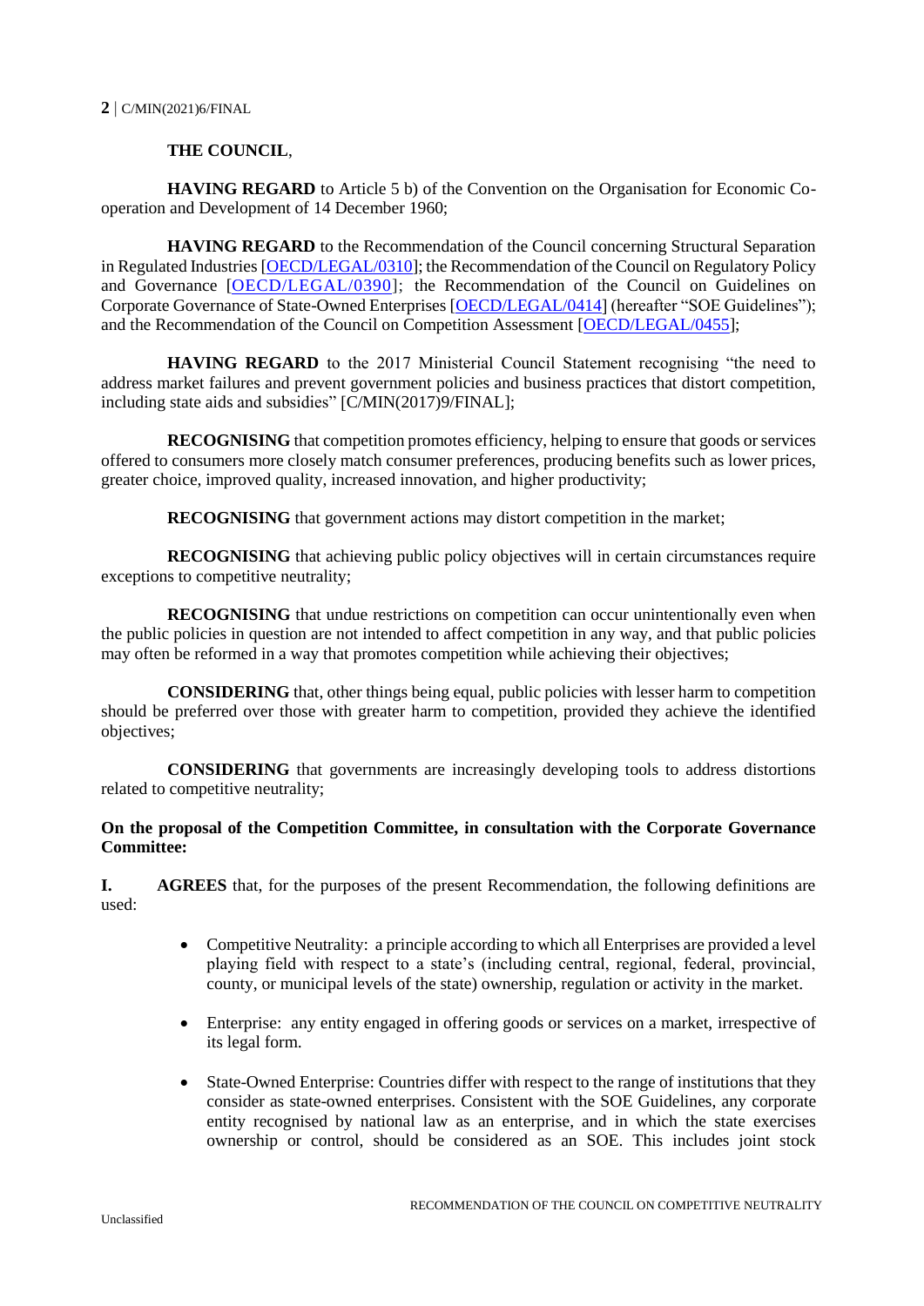**THE COUNCIL**,

**HAVING REGARD** to Article 5 b) of the Convention on the Organisation for Economic Co-operation and Development of 14 December 1960;

**HAVING REGARD** to the Recommendation of the Council concerning Structural Separation in Regulated Industries [OECD/LEGAL/0310]; the Recommendation of the Council on Regulatory Policy and Governance [OECD/LEGAL/0390]; the Recommendation of the Council on Guidelines on Corporate Governance of State-Owned Enterprises [OECD/LEGAL/0414] (hereafter "SOE Guidelines"); and the Recommendation of the Council on Competition Assessment [OECD/LEGAL/0455];

**HAVING REGARD** to the 2017 Ministerial Council Statement recognising "the need to address market failures and prevent government policies and business practices that distort competition, including state aids and subsidies" [C/MIN(2017)9/FINAL];

**RECOGNISING** that competition promotes efficiency, helping to ensure that goods or services offered to consumers more closely match consumer preferences, producing benefits such as lower prices, greater choice, improved quality, increased innovation, and higher productivity;

**RECOGNISING** that government actions may distort competition in the market;

**RECOGNISING** that achieving public policy objectives will in certain circumstances require exceptions to competitive neutrality;

**RECOGNISING** that undue restrictions on competition can occur unintentionally even when the public policies in question are not intended to affect competition in any way, and that public policies may often be reformed in a way that promotes competition while achieving their objectives;

**CONSIDERING** that, other things being equal, public policies with lesser harm to competition should be preferred over those with greater harm to competition, provided they achieve the identified objectives;

**CONSIDERING** that governments are increasingly developing tools to address distortions related to competitive neutrality;

**On the proposal of the Competition Committee, in consultation with the Corporate Governance Committee:**

**I. AGREES** that, for the purposes of the present Recommendation, the following definitions are used:

- Competitive Neutrality: a principle according to which all Enterprises are provided a level playing field with respect to a state's (including central, regional, federal, provincial, county, or municipal levels of the state) ownership, regulation or activity in the market.
- Enterprise: any entity engaged in offering goods or services on a market, irrespective of its legal form.
- State-Owned Enterprise: Countries differ with respect to the range of institutions that they consider as state-owned enterprises. Consistent with the SOE Guidelines, any corporate entity recognised by national law as an enterprise, and in which the state exercises ownership or control, should be considered as an SOE. This includes joint stock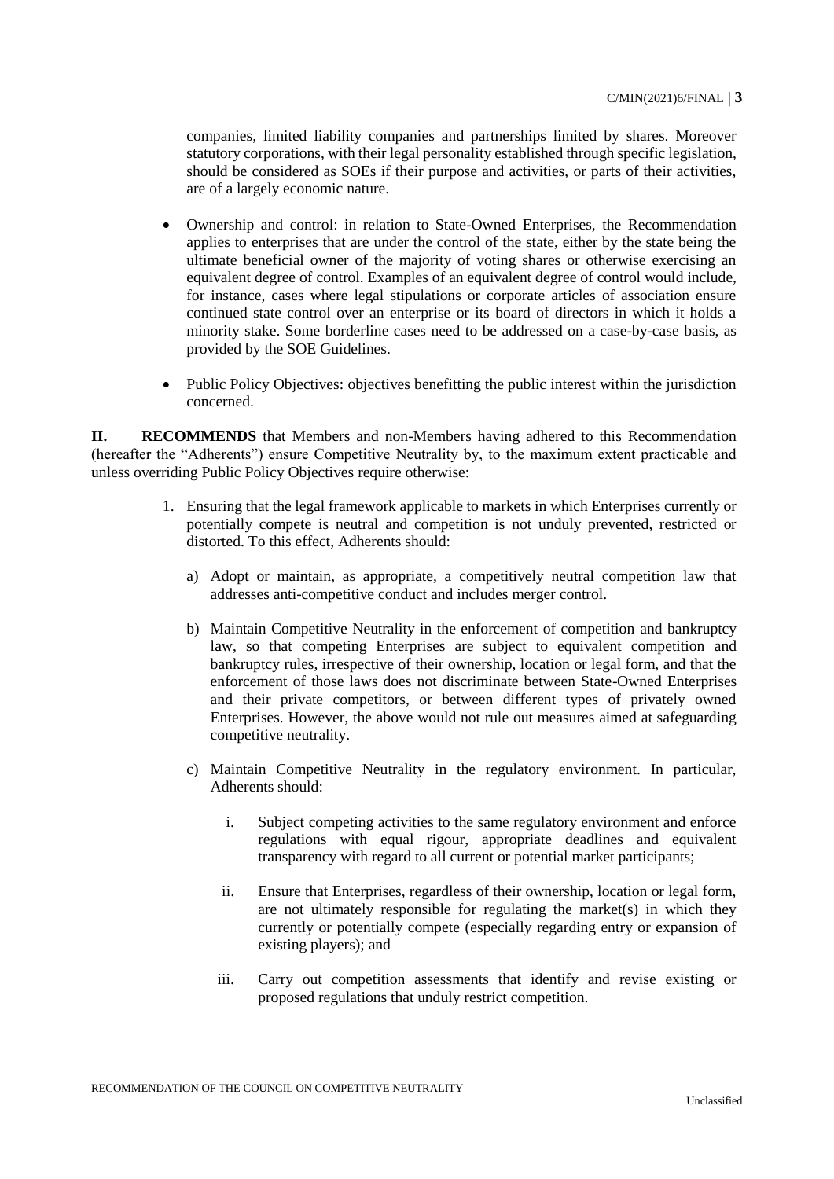companies, limited liability companies and partnerships limited by shares. Moreover statutory corporations, with their legal personality established through specific legislation, should be considered as SOEs if their purpose and activities, or parts of their activities, are of a largely economic nature.

- Ownership and control: in relation to State-Owned Enterprises, the Recommendation applies to enterprises that are under the control of the state, either by the state being the ultimate beneficial owner of the majority of voting shares or otherwise exercising an equivalent degree of control. Examples of an equivalent degree of control would include, for instance, cases where legal stipulations or corporate articles of association ensure continued state control over an enterprise or its board of directors in which it holds a minority stake. Some borderline cases need to be addressed on a case-by-case basis, as provided by the SOE Guidelines.

- Public Policy Objectives: objectives benefitting the public interest within the jurisdiction concerned.

**II. RECOMMENDS** that Members and non-Members having adhered to this Recommendation (hereafter the "Adherents") ensure Competitive Neutrality by, to the maximum extent practicable and unless overriding Public Policy Objectives require otherwise:

1. Ensuring that the legal framework applicable to markets in which Enterprises currently or potentially compete is neutral and competition is not unduly prevented, restricted or distorted. To this effect, Adherents should:

   a) Adopt or maintain, as appropriate, a competitively neutral competition law that addresses anti-competitive conduct and includes merger control.

   b) Maintain Competitive Neutrality in the enforcement of competition and bankruptcy law, so that competing Enterprises are subject to equivalent competition and bankruptcy rules, irrespective of their ownership, location or legal form, and that the enforcement of those laws does not discriminate between State-Owned Enterprises and their private competitors, or between different types of privately owned Enterprises. However, the above would not rule out measures aimed at safeguarding competitive neutrality.

   c) Maintain Competitive Neutrality in the regulatory environment. In particular, Adherents should:

      i. Subject competing activities to the same regulatory environment and enforce regulations with equal rigour, appropriate deadlines and equivalent transparency with regard to all current or potential market participants;

      ii. Ensure that Enterprises, regardless of their ownership, location or legal form, are not ultimately responsible for regulating the market(s) in which they currently or potentially compete (especially regarding entry or expansion of existing players); and

      iii. Carry out competition assessments that identify and revise existing or proposed regulations that unduly restrict competition.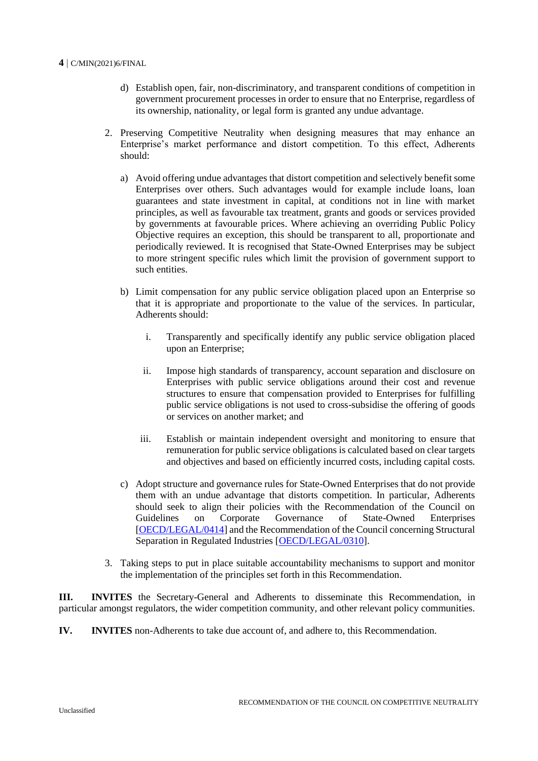d) Establish open, fair, non-discriminatory, and transparent conditions of competition in government procurement processes in order to ensure that no Enterprise, regardless of its ownership, nationality, or legal form is granted any undue advantage.

2. Preserving Competitive Neutrality when designing measures that may enhance an Enterprise's market performance and distort competition. To this effect, Adherents should:

   a) Avoid offering undue advantages that distort competition and selectively benefit some Enterprises over others. Such advantages would for example include loans, loan guarantees and state investment in capital, at conditions not in line with market principles, as well as favourable tax treatment, grants and goods or services provided by governments at favourable prices. Where achieving an overriding Public Policy Objective requires an exception, this should be transparent to all, proportionate and periodically reviewed. It is recognised that State-Owned Enterprises may be subject to more stringent specific rules which limit the provision of government support to such entities.

   b) Limit compensation for any public service obligation placed upon an Enterprise so that it is appropriate and proportionate to the value of the services. In particular, Adherents should:

      i. Transparently and specifically identify any public service obligation placed upon an Enterprise;

      ii. Impose high standards of transparency, account separation and disclosure on Enterprises with public service obligations around their cost and revenue structures to ensure that compensation provided to Enterprises for fulfilling public service obligations is not used to cross-subsidise the offering of goods or services on another market; and

      iii. Establish or maintain independent oversight and monitoring to ensure that remuneration for public service obligations is calculated based on clear targets and objectives and based on efficiently incurred costs, including capital costs.

   c) Adopt structure and governance rules for State-Owned Enterprises that do not provide them with an undue advantage that distorts competition. In particular, Adherents should seek to align their policies with the Recommendation of the Council on Guidelines on Corporate Governance of State-Owned Enterprises [OECD/LEGAL/0414] and the Recommendation of the Council concerning Structural Separation in Regulated Industries [OECD/LEGAL/0310].

3. Taking steps to put in place suitable accountability mechanisms to support and monitor the implementation of the principles set forth in this Recommendation.

**III. INVITES** the Secretary-General and Adherents to disseminate this Recommendation, in particular amongst regulators, the wider competition community, and other relevant policy communities.

**IV. INVITES** non-Adherents to take due account of, and adhere to, this Recommendation.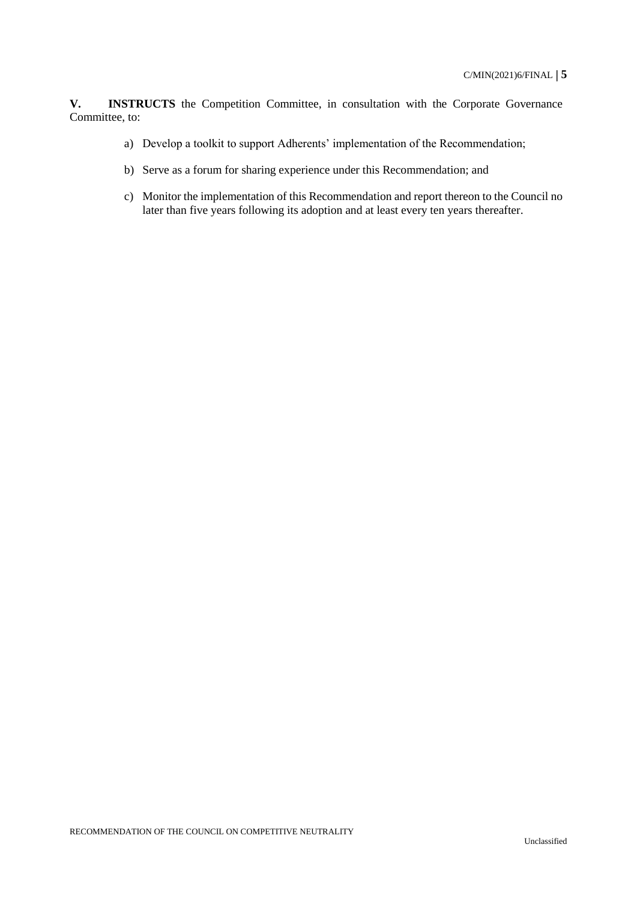**V. INSTRUCTS** the Competition Committee, in consultation with the Corporate Governance Committee, to:

a) Develop a toolkit to support Adherents' implementation of the Recommendation;

b) Serve as a forum for sharing experience under this Recommendation; and

c) Monitor the implementation of this Recommendation and report thereon to the Council no later than five years following its adoption and at least every ten years thereafter.